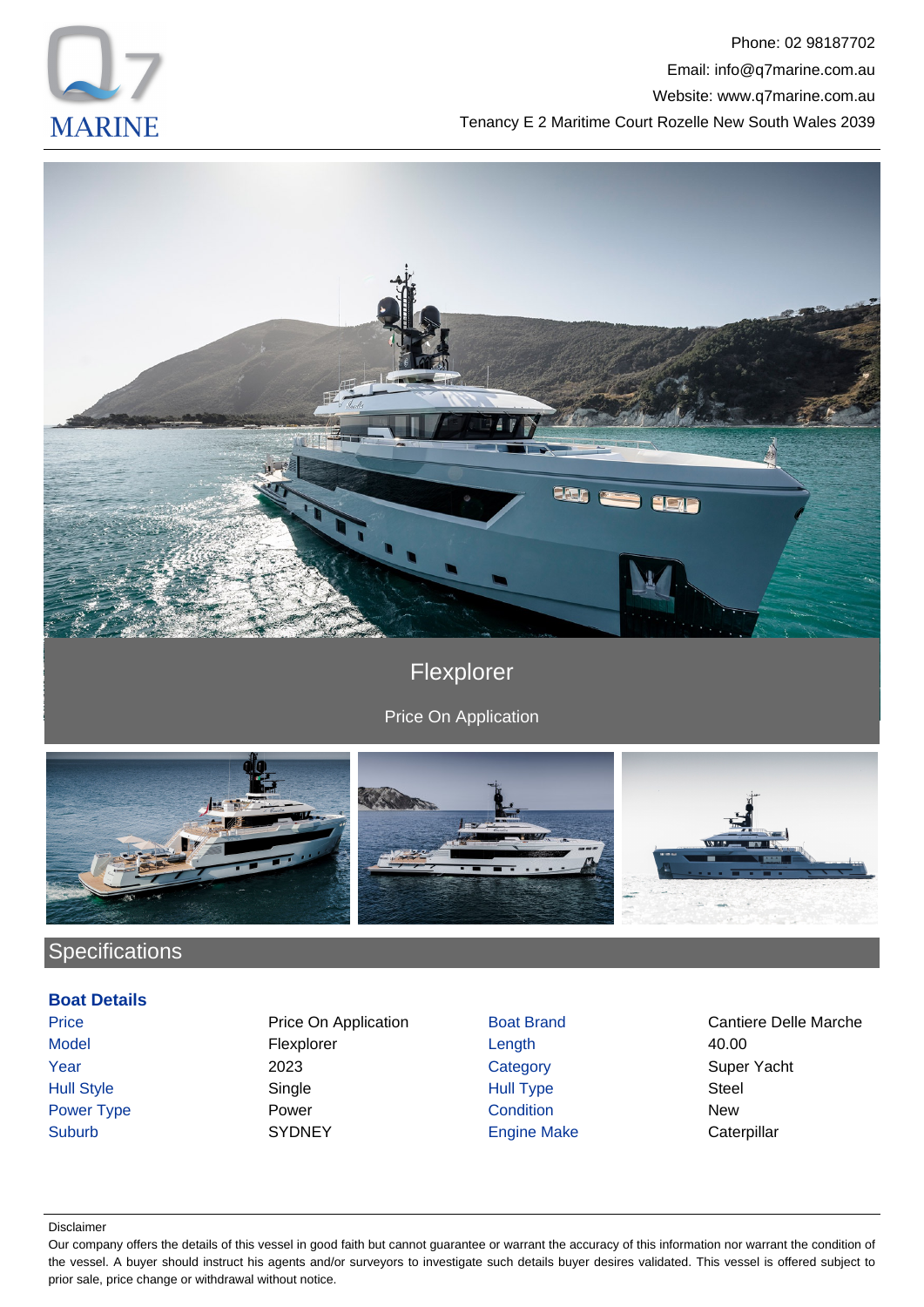Phone: 02 98187702
Email: info@q7marine.com.au
Website: www.q7marine.com.au
Tenancy E 2 Maritime Court Rozelle New South Wales 2039

# Flexplorer

Price On Application

## Specifications

### Boat Details

| | | | |
|---|---|---|---|
| Price | Price On Application | Boat Brand | Cantiere Delle Marche |
| Model | Flexplorer | Length | 40.00 |
| Year | 2023 | Category | Super Yacht |
| Hull Style | Single | Hull Type | Steel |
| Power Type | Power | Condition | New |
| Suburb | SYDNEY | Engine Make | Caterpillar |

Disclaimer

Our company offers the details of this vessel in good faith but cannot guarantee or warrant the accuracy of this information nor warrant the condition of the vessel. A buyer should instruct his agents and/or surveyors to investigate such details buyer desires validated. This vessel is offered subject to prior sale, price change or withdrawal without notice.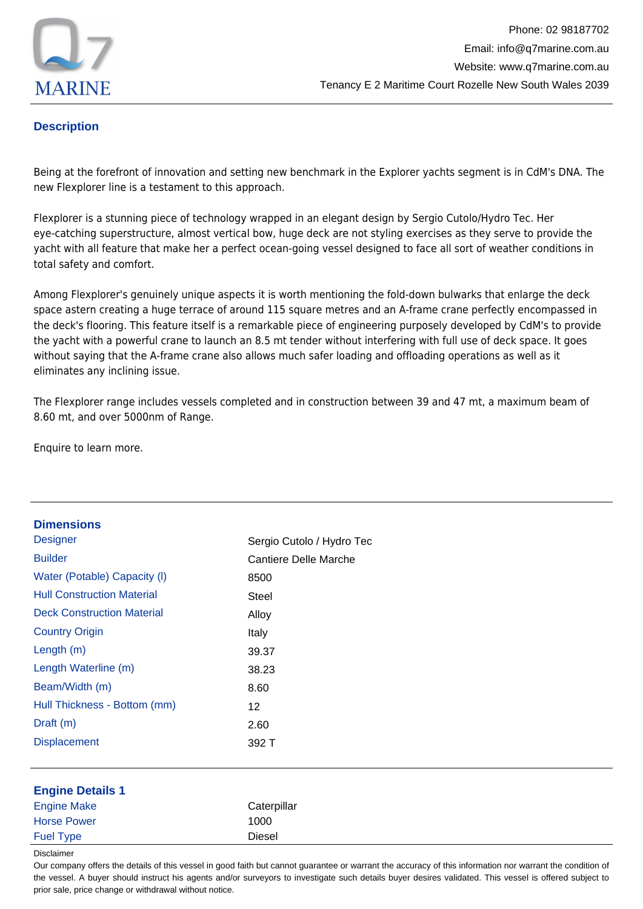## Description

Being at the forefront of innovation and setting new benchmark in the Explorer yachts segment is in CdM's DNA. The new Flexplorer line is a testament to this approach.

Flexplorer is a stunning piece of technology wrapped in an elegant design by Sergio Cutolo/Hydro Tec. Her eye-catching superstructure, almost vertical bow, huge deck are not styling exercises as they serve to provide the yacht with all feature that make her a perfect ocean-going vessel designed to face all sort of weather conditions in total safety and comfort.

Among Flexplorer's genuinely unique aspects it is worth mentioning the fold-down bulwarks that enlarge the deck space astern creating a huge terrace of around 115 square metres and an A-frame crane perfectly encompassed in the deck's flooring. This feature itself is a remarkable piece of engineering purposely developed by CdM's to provide the yacht with a powerful crane to launch an 8.5 mt tender without interfering with full use of deck space. It goes without saying that the A-frame crane also allows much safer loading and offloading operations as well as it eliminates any inclining issue.

The Flexplorer range includes vessels completed and in construction between 39 and 47 mt, a maximum beam of 8.60 mt, and over 5000nm of Range.

Enquire to learn more.

## Dimensions

| | |
|---|---|
| Designer | Sergio Cutolo / Hydro Tec |
| Builder | Cantiere Delle Marche |
| Water (Potable) Capacity (l) | 8500 |
| Hull Construction Material | Steel |
| Deck Construction Material | Alloy |
| Country Origin | Italy |
| Length (m) | 39.37 |
| Length Waterline (m) | 38.23 |
| Beam/Width (m) | 8.60 |
| Hull Thickness - Bottom (mm) | 12 |
| Draft (m) | 2.60 |
| Displacement | 392 T |

## Engine Details 1

| | |
|---|---|
| Engine Make | Caterpillar |
| Horse Power | 1000 |
| Fuel Type | Diesel |

Disclaimer

Our company offers the details of this vessel in good faith but cannot guarantee or warrant the accuracy of this information nor warrant the condition of the vessel. A buyer should instruct his agents and/or surveyors to investigate such details buyer desires validated. This vessel is offered subject to prior sale, price change or withdrawal without notice.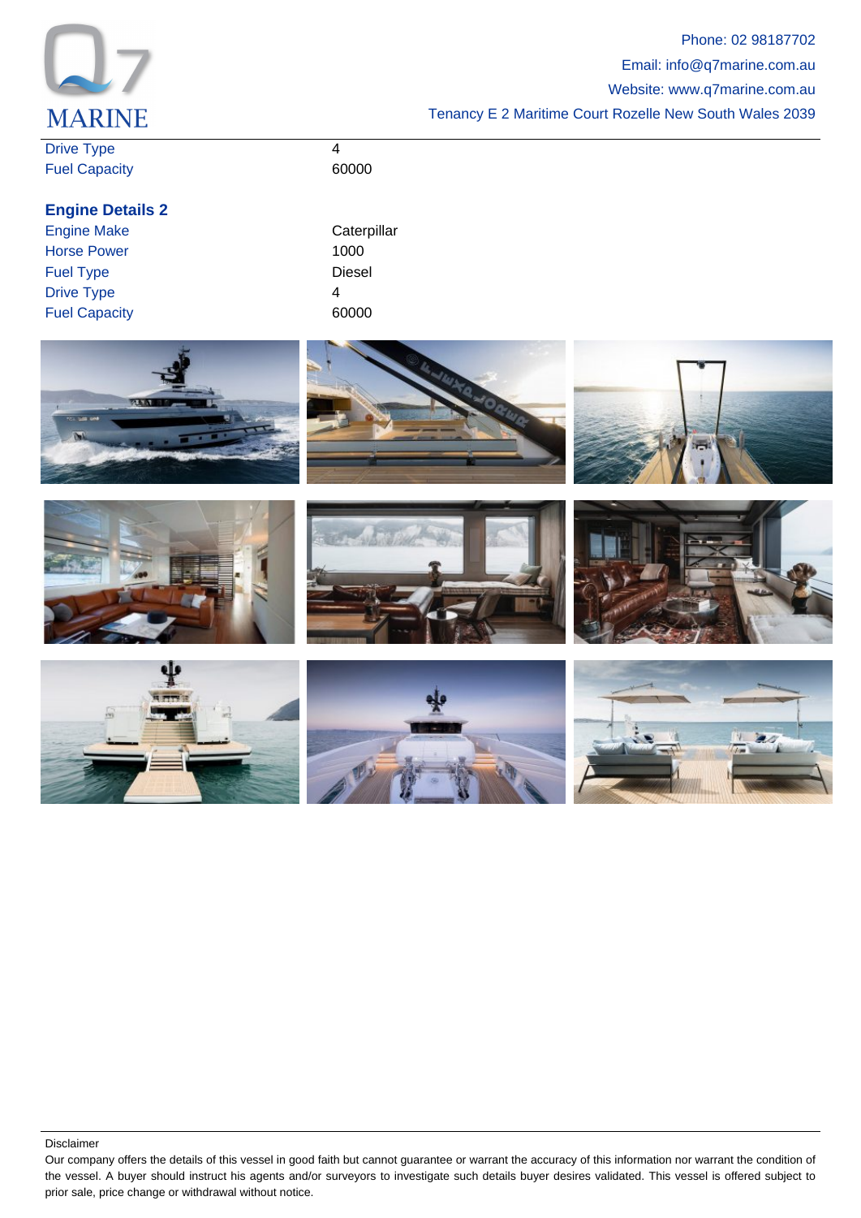| | |
|---|---|
| Drive Type | 4 |
| Fuel Capacity | 60000 |

**Engine Details 2**

| | |
|---|---|
| Engine Make | Caterpillar |
| Horse Power | 1000 |
| Fuel Type | Diesel |
| Drive Type | 4 |
| Fuel Capacity | 60000 |

Disclaimer

Our company offers the details of this vessel in good faith but cannot guarantee or warrant the accuracy of this information nor warrant the condition of the vessel. A buyer should instruct his agents and/or surveyors to investigate such details buyer desires validated. This vessel is offered subject to prior sale, price change or withdrawal without notice.